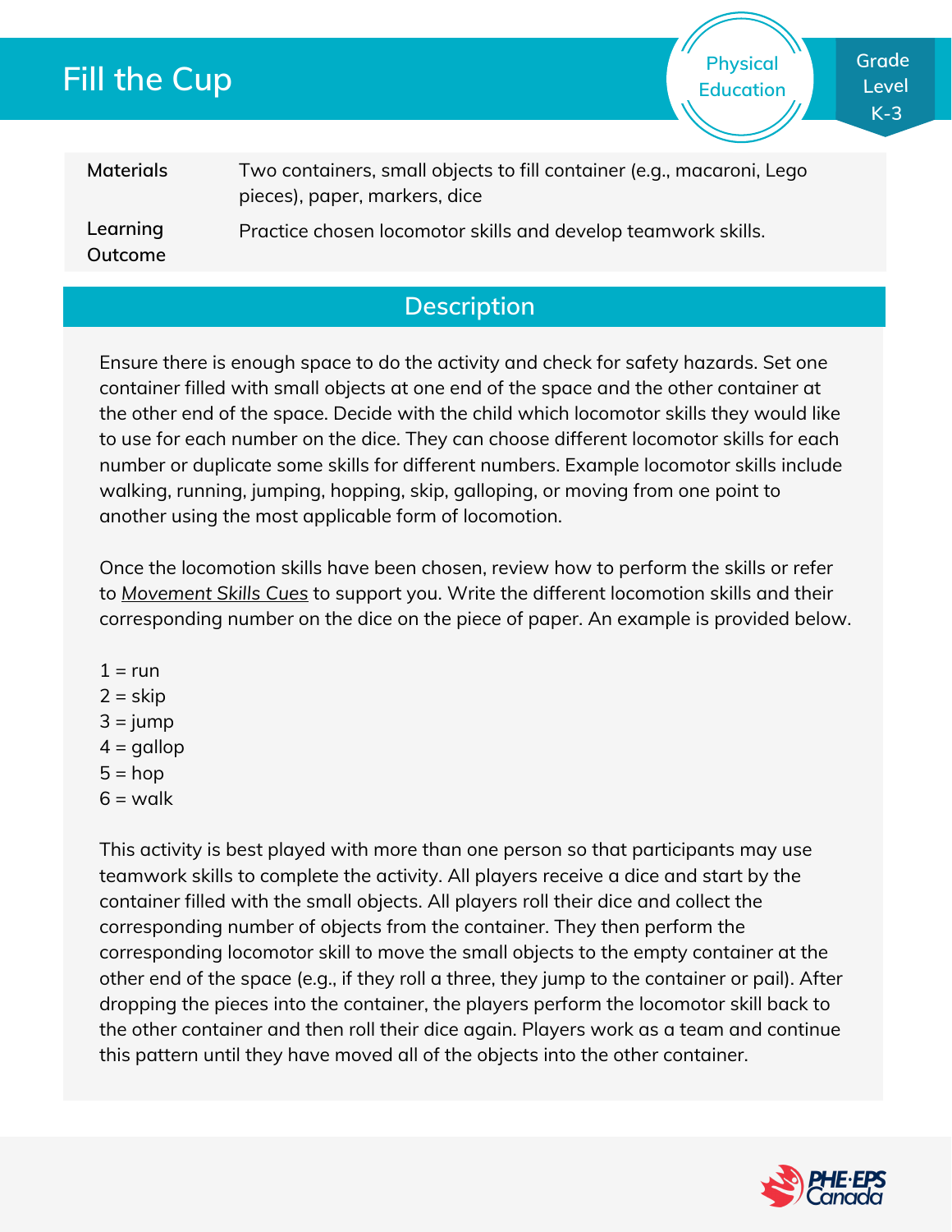# Fill the Cup

Physical Education

Grade Level K-3

| | |
|---|---|
| **Materials** | Two containers, small objects to fill container (e.g., macaroni, Lego pieces), paper, markers, dice |
| **Learning Outcome** | Practice chosen locomotor skills and develop teamwork skills. |

## Description

Ensure there is enough space to do the activity and check for safety hazards. Set one container filled with small objects at one end of the space and the other container at the other end of the space. Decide with the child which locomotor skills they would like to use for each number on the dice. They can choose different locomotor skills for each number or duplicate some skills for different numbers. Example locomotor skills include walking, running, jumping, hopping, skip, galloping, or moving from one point to another using the most applicable form of locomotion.

Once the locomotion skills have been chosen, review how to perform the skills or refer to *Movement Skills Cues* to support you. Write the different locomotion skills and their corresponding number on the dice on the piece of paper. An example is provided below.

1 = run
2 = skip
3 = jump
4 = gallop
5 = hop
6 = walk

This activity is best played with more than one person so that participants may use teamwork skills to complete the activity. All players receive a dice and start by the container filled with the small objects. All players roll their dice and collect the corresponding number of objects from the container. They then perform the corresponding locomotor skill to move the small objects to the empty container at the other end of the space (e.g., if they roll a three, they jump to the container or pail). After dropping the pieces into the container, the players perform the locomotor skill back to the other container and then roll their dice again. Players work as a team and continue this pattern until they have moved all of the objects into the other container.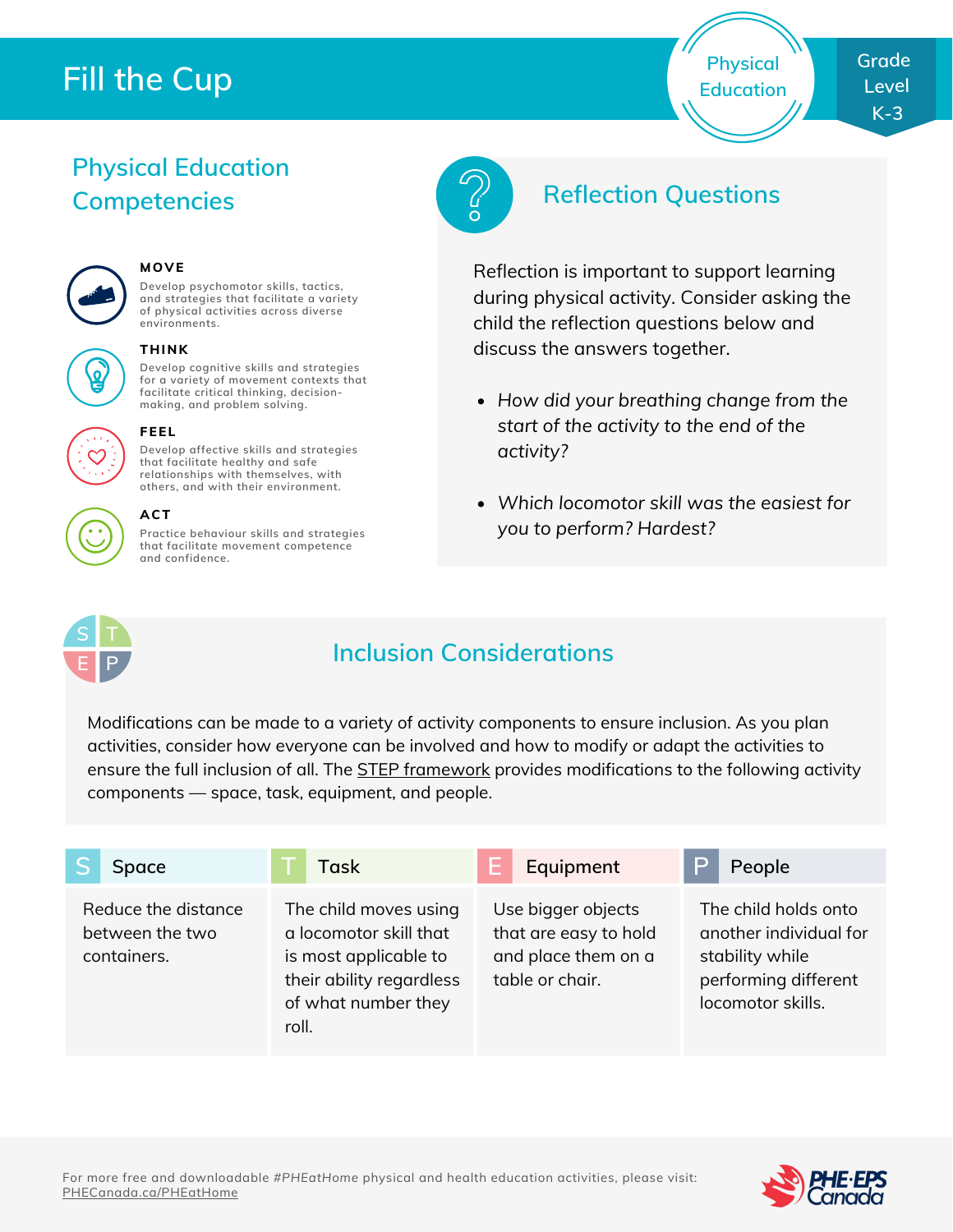# Fill the Cup

Physical Education

Grade Level K-3

## Physical Education Competencies

**MOVE**

Develop psychomotor skills, tactics, and strategies that facilitate a variety of physical activities across diverse environments.

**THINK**

Develop cognitive skills and strategies for a variety of movement contexts that facilitate critical thinking, decision-making, and problem solving.

**FEEL**

Develop affective skills and strategies that facilitate healthy and safe relationships with themselves, with others, and with their environment.

**ACT**

Practice behaviour skills and strategies that facilitate movement competence and confidence.

## Reflection Questions

Reflection is important to support learning during physical activity. Consider asking the child the reflection questions below and discuss the answers together.

- *How did your breathing change from the start of the activity to the end of the activity?*
- *Which locomotor skill was the easiest for you to perform? Hardest?*

## Inclusion Considerations

Modifications can be made to a variety of activity components to ensure inclusion. As you plan activities, consider how everyone can be involved and how to modify or adapt the activities to ensure the full inclusion of all. The STEP framework provides modifications to the following activity components — space, task, equipment, and people.

| S Space | T Task | E Equipment | P People |
|---|---|---|---|
| Reduce the distance between the two containers. | The child moves using a locomotor skill that is most applicable to their ability regardless of what number they roll. | Use bigger objects that are easy to hold and place them on a table or chair. | The child holds onto another individual for stability while performing different locomotor skills. |

For more free and downloadable *#PHEatHome* physical and health education activities, please visit: PHECanada.ca/PHEatHome